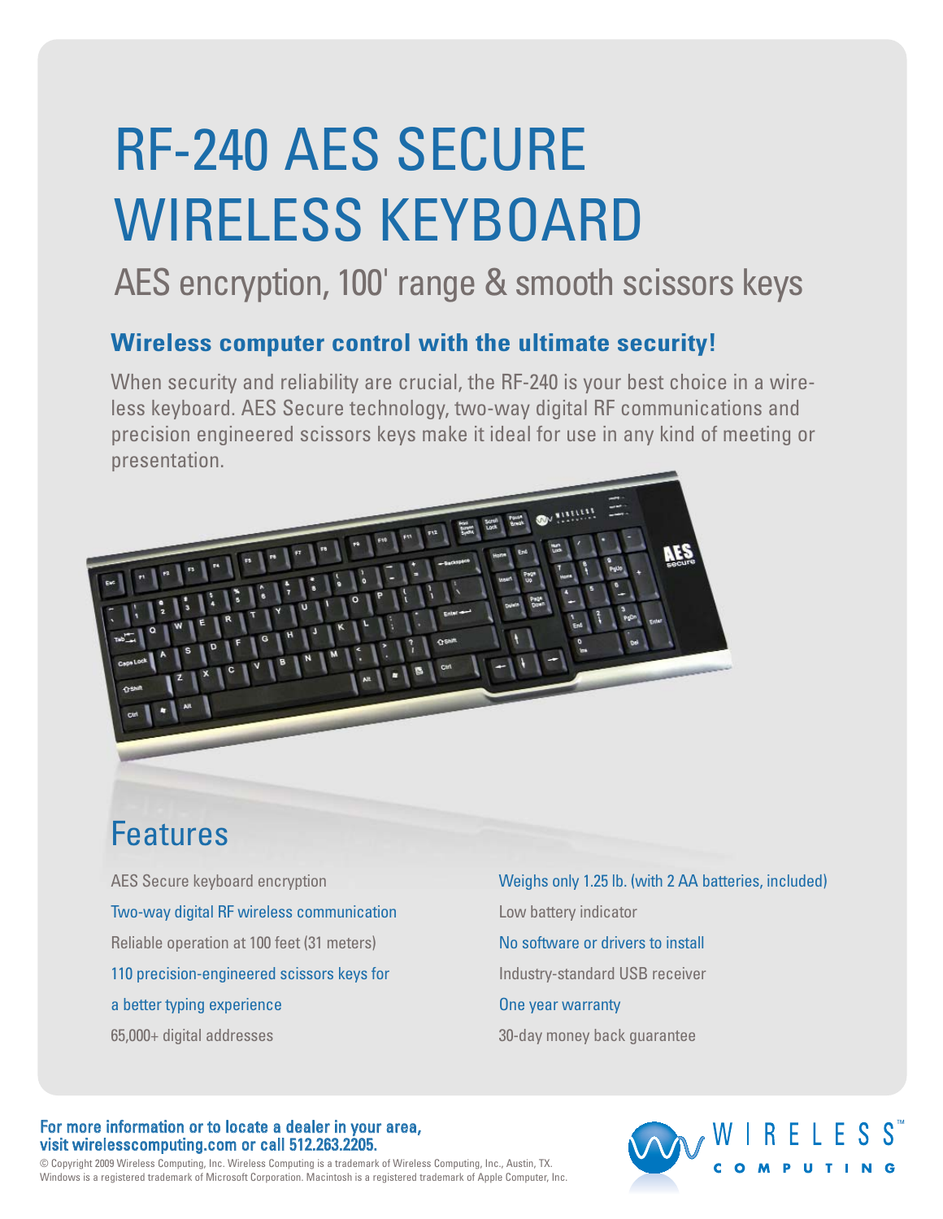# RF-240 AES SECURE WIRELESS KEYBOARD

## AES encryption, 100' range & smooth scissors keys

### Wireless computer control with the ultimate security!

When security and reliability are crucial, the RF-240 is your best choice in a wireless keyboard. AES Secure technology, two-way digital RF communications and precision engineered scissors keys make it ideal for use in any kind of meeting or presentation.

## Features

- AES Secure keyboard encryption
- Two-way digital RF wireless communication
- Reliable operation at 100 feet (31 meters)
- 110 precision-engineered scissors keys for a better typing experience
- 65,000+ digital addresses
- Weighs only 1.25 lb. (with 2 AA batteries, included)
- Low battery indicator
- No software or drivers to install
- Industry-standard USB receiver
- One year warranty
- 30-day money back guarantee

**For more information or to locate a dealer in your area, visit wirelesscomputing.com or call 512.263.2205.**

© Copyright 2009 Wireless Computing, Inc. Wireless Computing is a trademark of Wireless Computing, Inc., Austin, TX. Windows is a registered trademark of Microsoft Corporation. Macintosh is a registered trademark of Apple Computer, Inc.

WIRELESS™ COMPUTING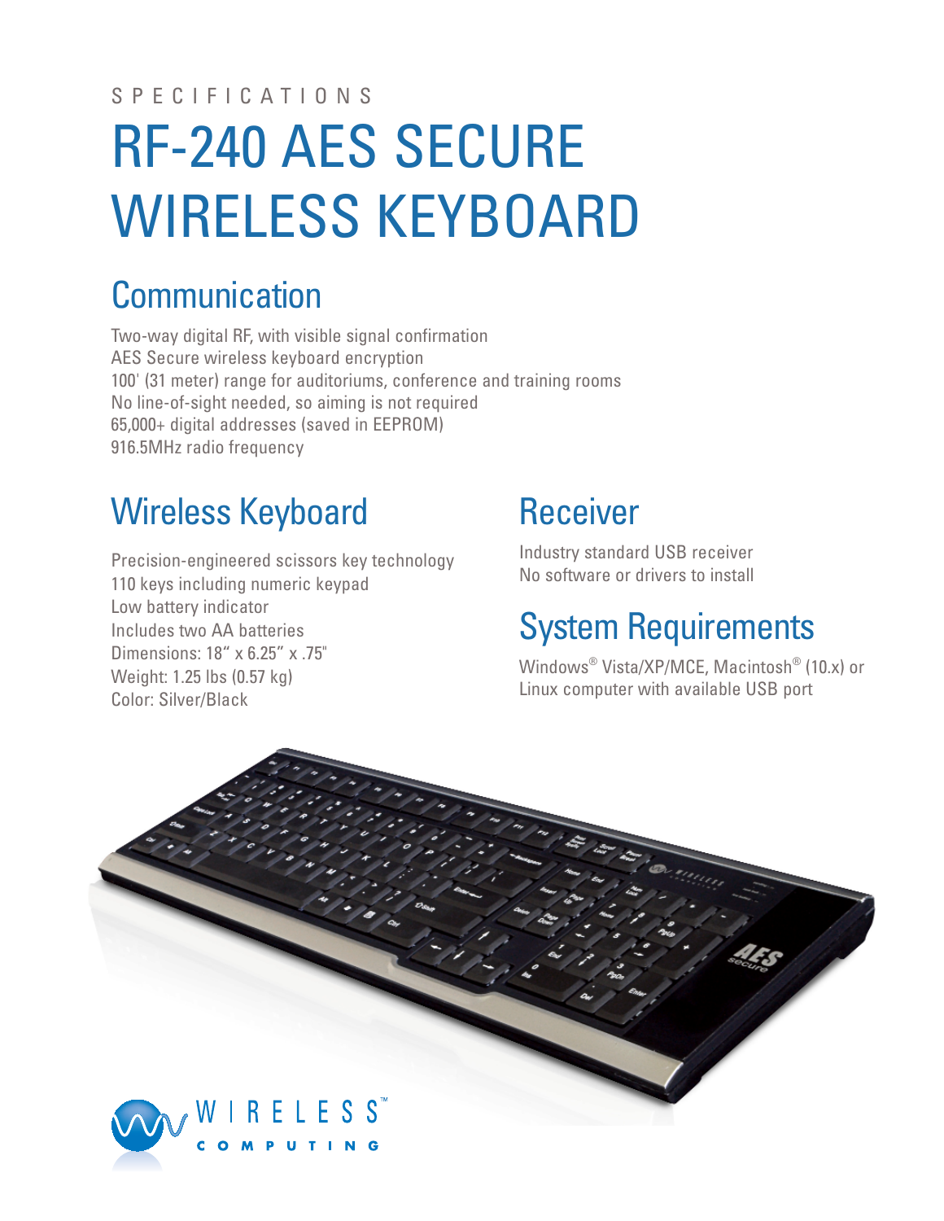SPECIFICATIONS

# RF-240 AES SECURE WIRELESS KEYBOARD

## Communication

Two-way digital RF, with visible signal confirmation
AES Secure wireless keyboard encryption
100' (31 meter) range for auditoriums, conference and training rooms
No line-of-sight needed, so aiming is not required
65,000+ digital addresses (saved in EEPROM)
916.5MHz radio frequency

## Wireless Keyboard

Precision-engineered scissors key technology
110 keys including numeric keypad
Low battery indicator
Includes two AA batteries
Dimensions: 18" x 6.25" x .75"
Weight: 1.25 lbs (0.57 kg)
Color: Silver/Black

## Receiver

Industry standard USB receiver
No software or drivers to install

## System Requirements

Windows® Vista/XP/MCE, Macintosh® (10.x) or Linux computer with available USB port

WIRELESS™ COMPUTING